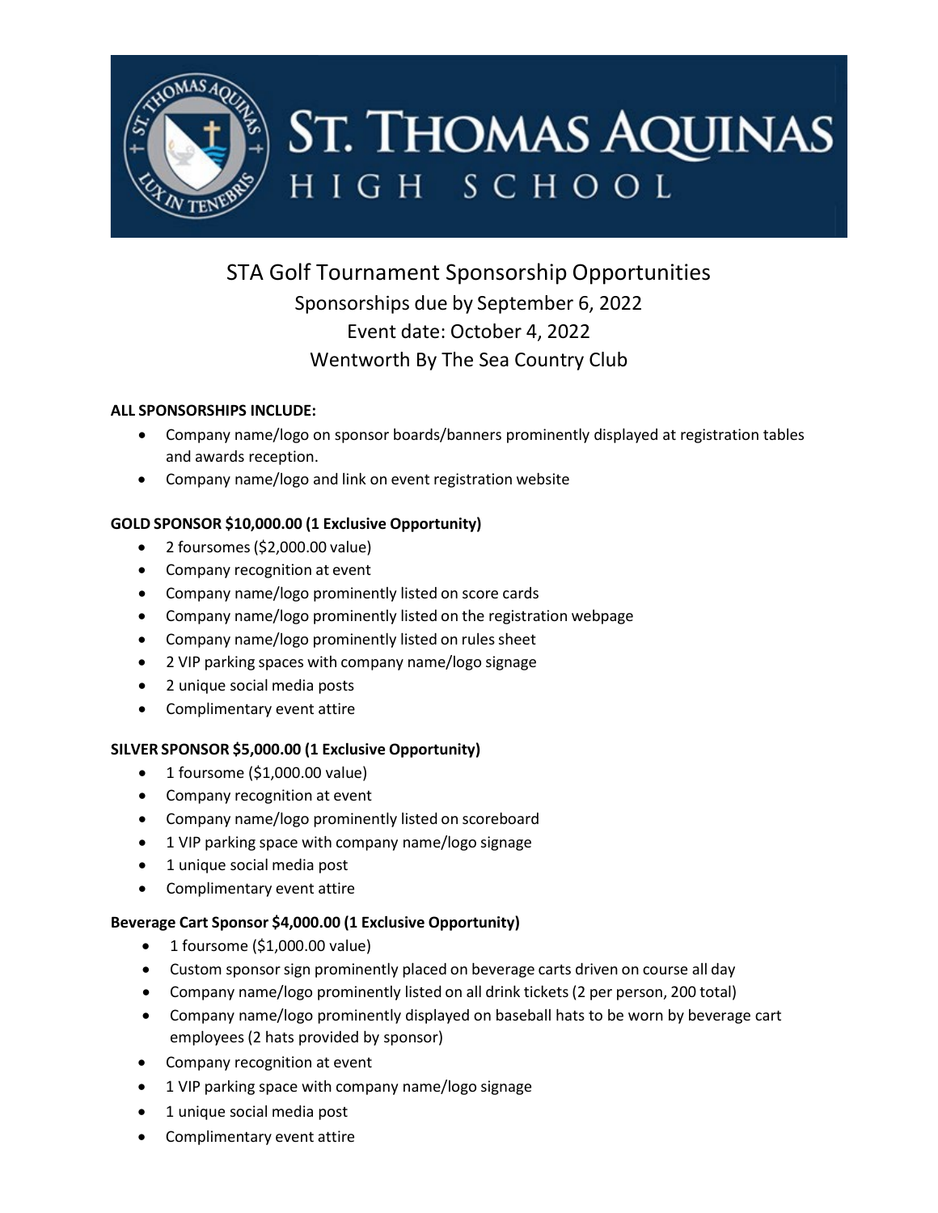# ST. THOMAS AQUINAS HIGH SCHOOL

## STA Golf Tournament Sponsorship Opportunities

Sponsorships due by September 6, 2022

Event date: October 4, 2022

Wentworth By The Sea Country Club

**ALL SPONSORSHIPS INCLUDE:**

- Company name/logo on sponsor boards/banners prominently displayed at registration tables and awards reception.
- Company name/logo and link on event registration website

**GOLD SPONSOR $10,000.00 (1 Exclusive Opportunity)**

- 2 foursomes ($2,000.00 value)
- Company recognition at event
- Company name/logo prominently listed on score cards
- Company name/logo prominently listed on the registration webpage
- Company name/logo prominently listed on rules sheet
- 2 VIP parking spaces with company name/logo signage
- 2 unique social media posts
- Complimentary event attire

**SILVER SPONSOR $5,000.00 (1 Exclusive Opportunity)**

- 1 foursome ($1,000.00 value)
- Company recognition at event
- Company name/logo prominently listed on scoreboard
- 1 VIP parking space with company name/logo signage
- 1 unique social media post
- Complimentary event attire

**Beverage Cart Sponsor $4,000.00 (1 Exclusive Opportunity)**

- 1 foursome ($1,000.00 value)
- Custom sponsor sign prominently placed on beverage carts driven on course all day
- Company name/logo prominently listed on all drink tickets (2 per person, 200 total)
- Company name/logo prominently displayed on baseball hats to be worn by beverage cart employees (2 hats provided by sponsor)
- Company recognition at event
- 1 VIP parking space with company name/logo signage
- 1 unique social media post
- Complimentary event attire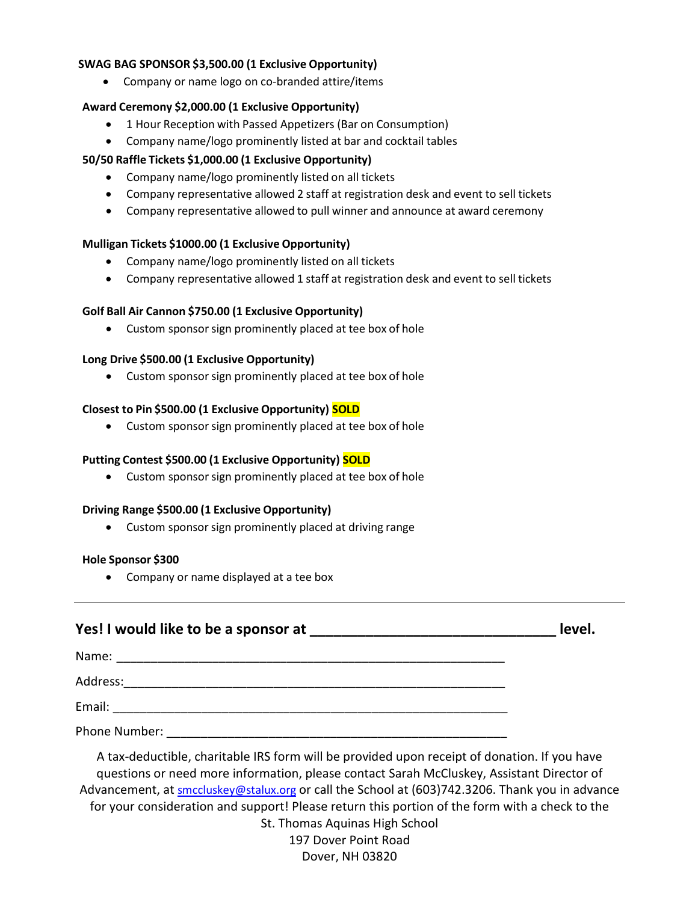**SWAG BAG SPONSOR $3,500.00 (1 Exclusive Opportunity)**

- Company or name logo on co-branded attire/items

**Award Ceremony $2,000.00 (1 Exclusive Opportunity)**

- 1 Hour Reception with Passed Appetizers (Bar on Consumption)
- Company name/logo prominently listed at bar and cocktail tables

**50/50 Raffle Tickets $1,000.00 (1 Exclusive Opportunity)**

- Company name/logo prominently listed on all tickets
- Company representative allowed 2 staff at registration desk and event to sell tickets
- Company representative allowed to pull winner and announce at award ceremony

**Mulligan Tickets $1000.00 (1 Exclusive Opportunity)**

- Company name/logo prominently listed on all tickets
- Company representative allowed 1 staff at registration desk and event to sell tickets

**Golf Ball Air Cannon $750.00 (1 Exclusive Opportunity)**

- Custom sponsor sign prominently placed at tee box of hole

**Long Drive $500.00 (1 Exclusive Opportunity)**

- Custom sponsor sign prominently placed at tee box of hole

**Closest to Pin $500.00 (1 Exclusive Opportunity) SOLD**

- Custom sponsor sign prominently placed at tee box of hole

**Putting Contest $500.00 (1 Exclusive Opportunity) SOLD**

- Custom sponsor sign prominently placed at tee box of hole

**Driving Range $500.00 (1 Exclusive Opportunity)**

- Custom sponsor sign prominently placed at driving range

**Hole Sponsor $300**

- Company or name displayed at a tee box

---

**Yes! I would like to be a sponsor at ______________________________ level.**

Name: ____________________________________________________________

Address:__________________________________________________________

Email: ____________________________________________________________

Phone Number: _____________________________________________________

A tax-deductible, charitable IRS form will be provided upon receipt of donation. If you have questions or need more information, please contact Sarah McCluskey, Assistant Director of Advancement, at smccluskey@stalux.org or call the School at (603)742.3206. Thank you in advance for your consideration and support! Please return this portion of the form with a check to the

St. Thomas Aquinas High School
197 Dover Point Road
Dover, NH 03820